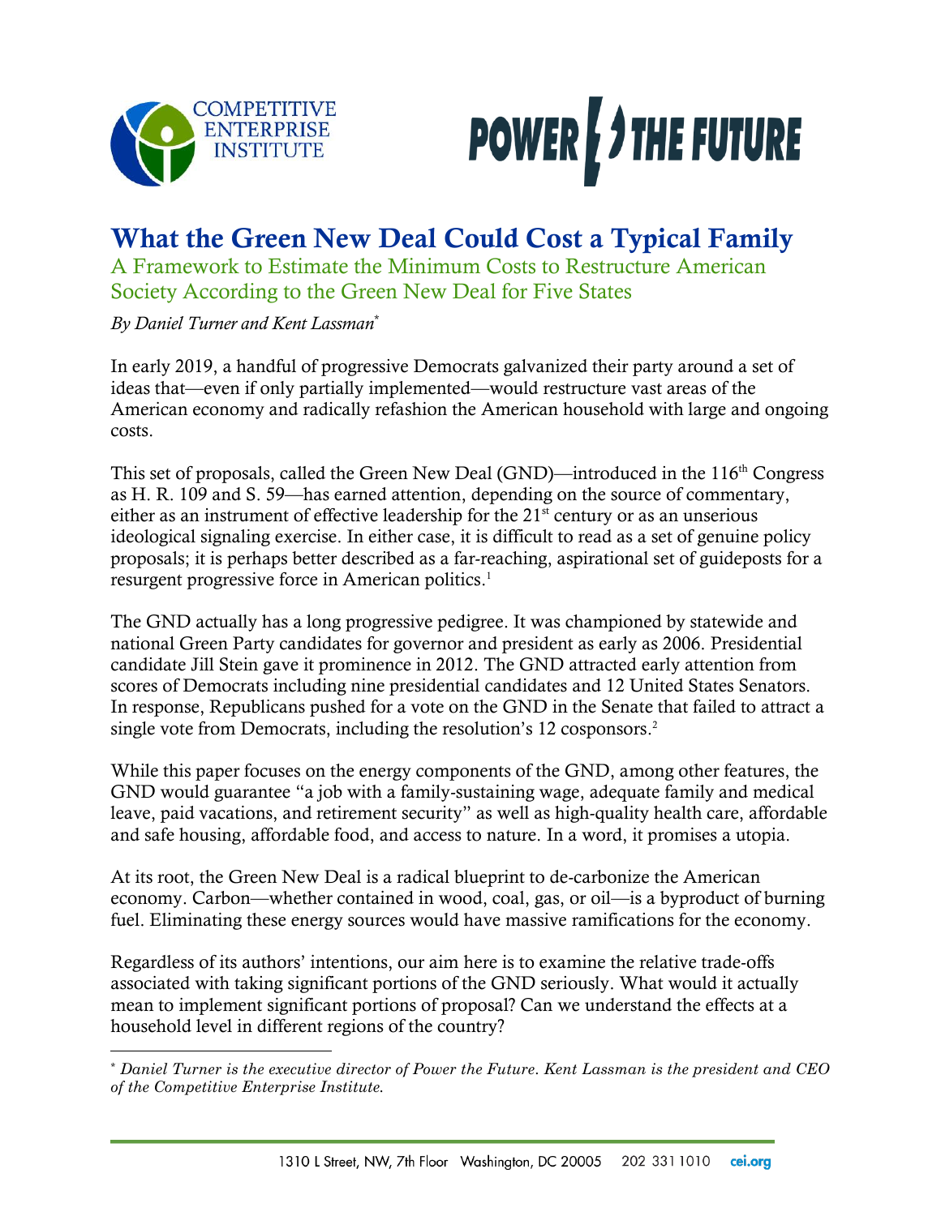# What the Green New Deal Could Cost a Typical Family

## A Framework to Estimate the Minimum Costs to Restructure American Society According to the Green New Deal for Five States

*By Daniel Turner and Kent Lassman*[*]

In early 2019, a handful of progressive Democrats galvanized their party around a set of ideas that—even if only partially implemented—would restructure vast areas of the American economy and radically refashion the American household with large and ongoing costs.

This set of proposals, called the Green New Deal (GND)—introduced in the 116th Congress as H. R. 109 and S. 59—has earned attention, depending on the source of commentary, either as an instrument of effective leadership for the 21st century or as an unserious ideological signaling exercise. In either case, it is difficult to read as a set of genuine policy proposals; it is perhaps better described as a far-reaching, aspirational set of guideposts for a resurgent progressive force in American politics.[1]

The GND actually has a long progressive pedigree. It was championed by statewide and national Green Party candidates for governor and president as early as 2006. Presidential candidate Jill Stein gave it prominence in 2012. The GND attracted early attention from scores of Democrats including nine presidential candidates and 12 United States Senators. In response, Republicans pushed for a vote on the GND in the Senate that failed to attract a single vote from Democrats, including the resolution's 12 cosponsors.[2]

While this paper focuses on the energy components of the GND, among other features, the GND would guarantee "a job with a family-sustaining wage, adequate family and medical leave, paid vacations, and retirement security" as well as high-quality health care, affordable and safe housing, affordable food, and access to nature. In a word, it promises a utopia.

At its root, the Green New Deal is a radical blueprint to de-carbonize the American economy. Carbon—whether contained in wood, coal, gas, or oil—is a byproduct of burning fuel. Eliminating these energy sources would have massive ramifications for the economy.

Regardless of its authors' intentions, our aim here is to examine the relative trade-offs associated with taking significant portions of the GND seriously. What would it actually mean to implement significant portions of proposal? Can we understand the effects at a household level in different regions of the country?

---

[*] *Daniel Turner is the executive director of Power the Future. Kent Lassman is the president and CEO of the Competitive Enterprise Institute.*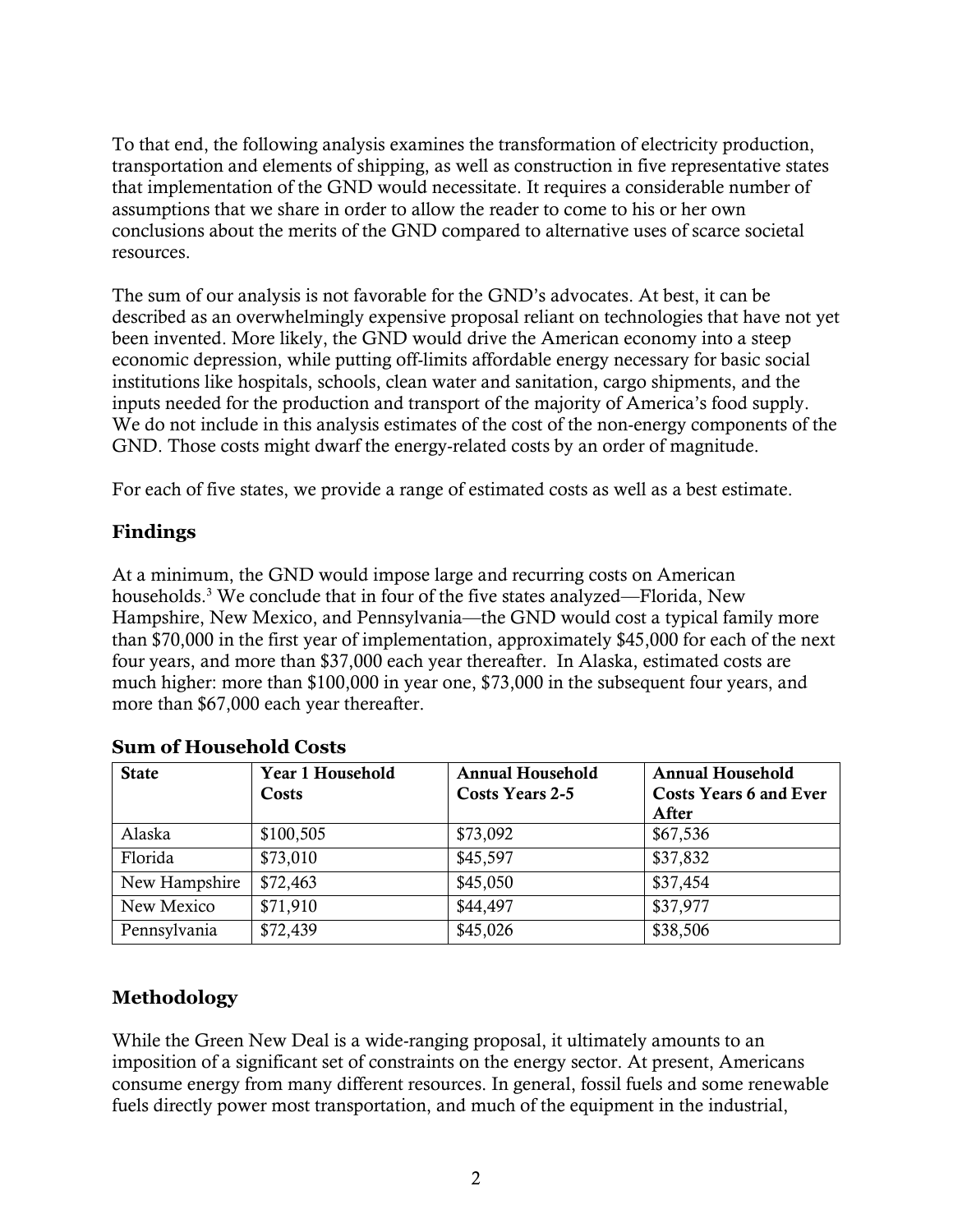To that end, the following analysis examines the transformation of electricity production, transportation and elements of shipping, as well as construction in five representative states that implementation of the GND would necessitate. It requires a considerable number of assumptions that we share in order to allow the reader to come to his or her own conclusions about the merits of the GND compared to alternative uses of scarce societal resources.

The sum of our analysis is not favorable for the GND's advocates. At best, it can be described as an overwhelmingly expensive proposal reliant on technologies that have not yet been invented. More likely, the GND would drive the American economy into a steep economic depression, while putting off-limits affordable energy necessary for basic social institutions like hospitals, schools, clean water and sanitation, cargo shipments, and the inputs needed for the production and transport of the majority of America's food supply. We do not include in this analysis estimates of the cost of the non-energy components of the GND. Those costs might dwarf the energy-related costs by an order of magnitude.

For each of five states, we provide a range of estimated costs as well as a best estimate.

## Findings

At a minimum, the GND would impose large and recurring costs on American households.[3] We conclude that in four of the five states analyzed—Florida, New Hampshire, New Mexico, and Pennsylvania—the GND would cost a typical family more than $70,000 in the first year of implementation, approximately $45,000 for each of the next four years, and more than $37,000 each year thereafter. In Alaska, estimated costs are much higher: more than $100,000 in year one, $73,000 in the subsequent four years, and more than $67,000 each year thereafter.

### Sum of Household Costs

| State | Year 1 Household Costs | Annual Household Costs Years 2-5 | Annual Household Costs Years 6 and Ever After |
|---|---|---|---|
| Alaska | $100,505 | $73,092 | $67,536 |
| Florida | $73,010 | $45,597 | $37,832 |
| New Hampshire | $72,463 | $45,050 | $37,454 |
| New Mexico | $71,910 | $44,497 | $37,977 |
| Pennsylvania | $72,439 | $45,026 | $38,506 |

## Methodology

While the Green New Deal is a wide-ranging proposal, it ultimately amounts to an imposition of a significant set of constraints on the energy sector. At present, Americans consume energy from many different resources. In general, fossil fuels and some renewable fuels directly power most transportation, and much of the equipment in the industrial,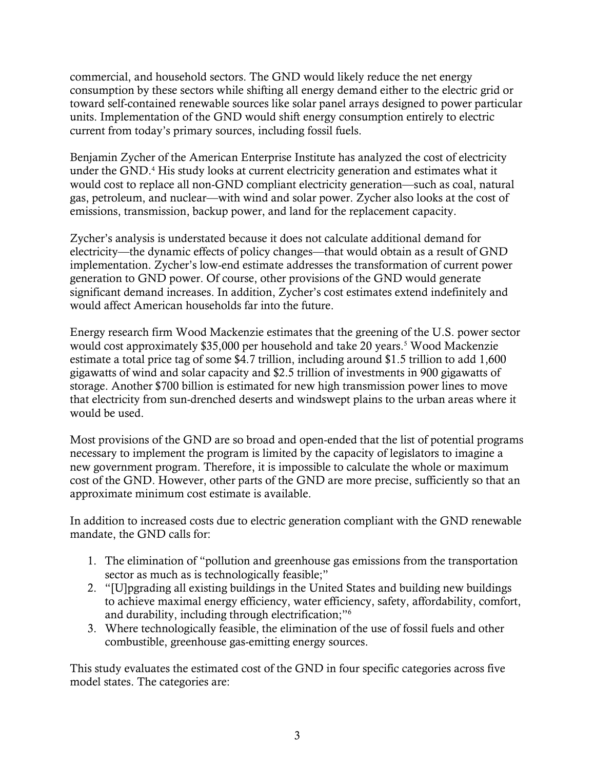commercial, and household sectors. The GND would likely reduce the net energy consumption by these sectors while shifting all energy demand either to the electric grid or toward self-contained renewable sources like solar panel arrays designed to power particular units. Implementation of the GND would shift energy consumption entirely to electric current from today's primary sources, including fossil fuels.

Benjamin Zycher of the American Enterprise Institute has analyzed the cost of electricity under the GND.[4] His study looks at current electricity generation and estimates what it would cost to replace all non-GND compliant electricity generation—such as coal, natural gas, petroleum, and nuclear—with wind and solar power. Zycher also looks at the cost of emissions, transmission, backup power, and land for the replacement capacity.

Zycher's analysis is understated because it does not calculate additional demand for electricity—the dynamic effects of policy changes—that would obtain as a result of GND implementation. Zycher's low-end estimate addresses the transformation of current power generation to GND power. Of course, other provisions of the GND would generate significant demand increases. In addition, Zycher's cost estimates extend indefinitely and would affect American households far into the future.

Energy research firm Wood Mackenzie estimates that the greening of the U.S. power sector would cost approximately $35,000 per household and take 20 years.[5] Wood Mackenzie estimate a total price tag of some $4.7 trillion, including around $1.5 trillion to add 1,600 gigawatts of wind and solar capacity and $2.5 trillion of investments in 900 gigawatts of storage. Another $700 billion is estimated for new high transmission power lines to move that electricity from sun-drenched deserts and windswept plains to the urban areas where it would be used.

Most provisions of the GND are so broad and open-ended that the list of potential programs necessary to implement the program is limited by the capacity of legislators to imagine a new government program. Therefore, it is impossible to calculate the whole or maximum cost of the GND. However, other parts of the GND are more precise, sufficiently so that an approximate minimum cost estimate is available.

In addition to increased costs due to electric generation compliant with the GND renewable mandate, the GND calls for:

1. The elimination of "pollution and greenhouse gas emissions from the transportation sector as much as is technologically feasible;"
2. "[U]pgrading all existing buildings in the United States and building new buildings to achieve maximal energy efficiency, water efficiency, safety, affordability, comfort, and durability, including through electrification;"[6]
3. Where technologically feasible, the elimination of the use of fossil fuels and other combustible, greenhouse gas-emitting energy sources.

This study evaluates the estimated cost of the GND in four specific categories across five model states. The categories are: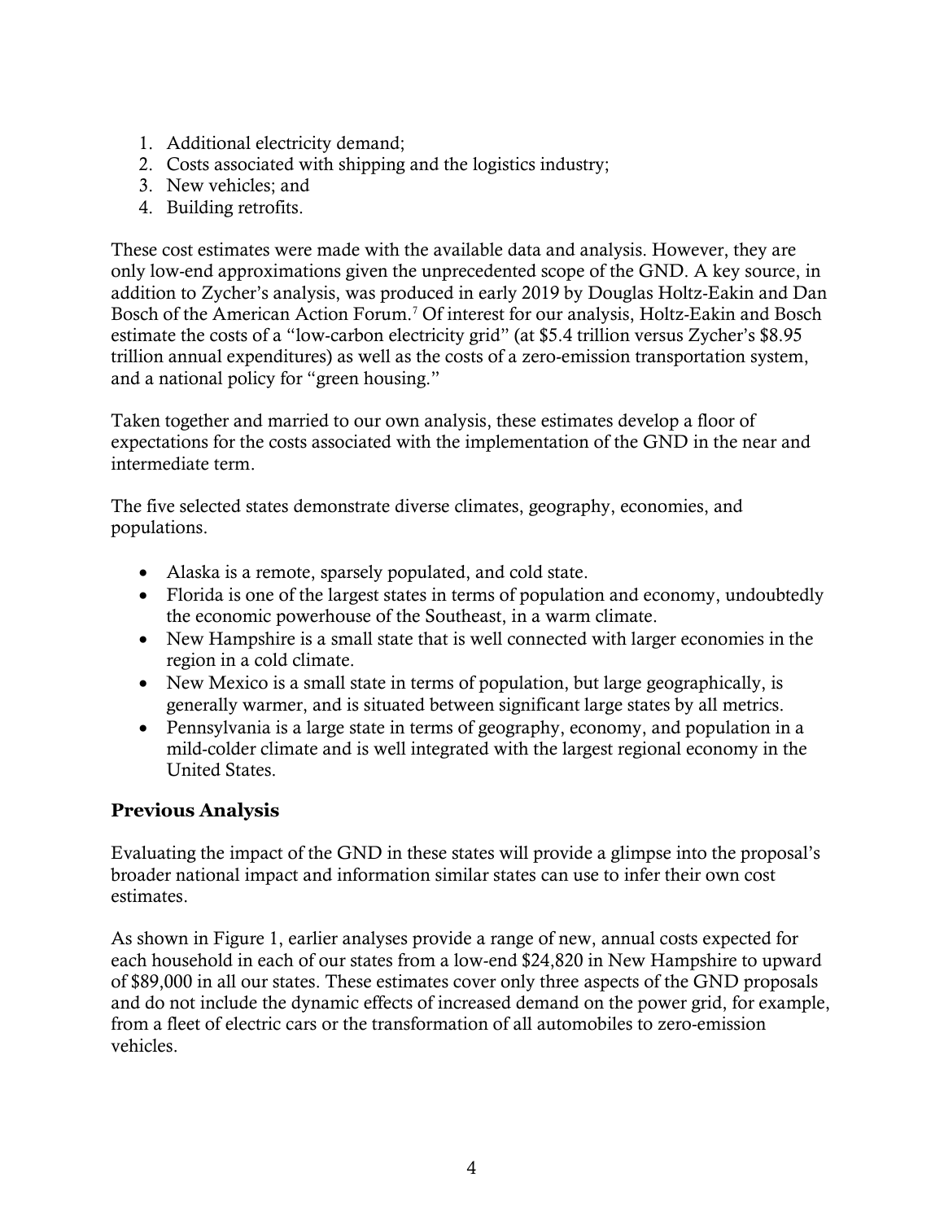1. Additional electricity demand;
2. Costs associated with shipping and the logistics industry;
3. New vehicles; and
4. Building retrofits.

These cost estimates were made with the available data and analysis. However, they are only low-end approximations given the unprecedented scope of the GND. A key source, in addition to Zycher's analysis, was produced in early 2019 by Douglas Holtz-Eakin and Dan Bosch of the American Action Forum.[7] Of interest for our analysis, Holtz-Eakin and Bosch estimate the costs of a "low-carbon electricity grid" (at $5.4 trillion versus Zycher's $8.95 trillion annual expenditures) as well as the costs of a zero-emission transportation system, and a national policy for "green housing."

Taken together and married to our own analysis, these estimates develop a floor of expectations for the costs associated with the implementation of the GND in the near and intermediate term.

The five selected states demonstrate diverse climates, geography, economies, and populations.

- Alaska is a remote, sparsely populated, and cold state.
- Florida is one of the largest states in terms of population and economy, undoubtedly the economic powerhouse of the Southeast, in a warm climate.
- New Hampshire is a small state that is well connected with larger economies in the region in a cold climate.
- New Mexico is a small state in terms of population, but large geographically, is generally warmer, and is situated between significant large states by all metrics.
- Pennsylvania is a large state in terms of geography, economy, and population in a mild-colder climate and is well integrated with the largest regional economy in the United States.

## Previous Analysis

Evaluating the impact of the GND in these states will provide a glimpse into the proposal's broader national impact and information similar states can use to infer their own cost estimates.

As shown in Figure 1, earlier analyses provide a range of new, annual costs expected for each household in each of our states from a low-end $24,820 in New Hampshire to upward of $89,000 in all our states. These estimates cover only three aspects of the GND proposals and do not include the dynamic effects of increased demand on the power grid, for example, from a fleet of electric cars or the transformation of all automobiles to zero-emission vehicles.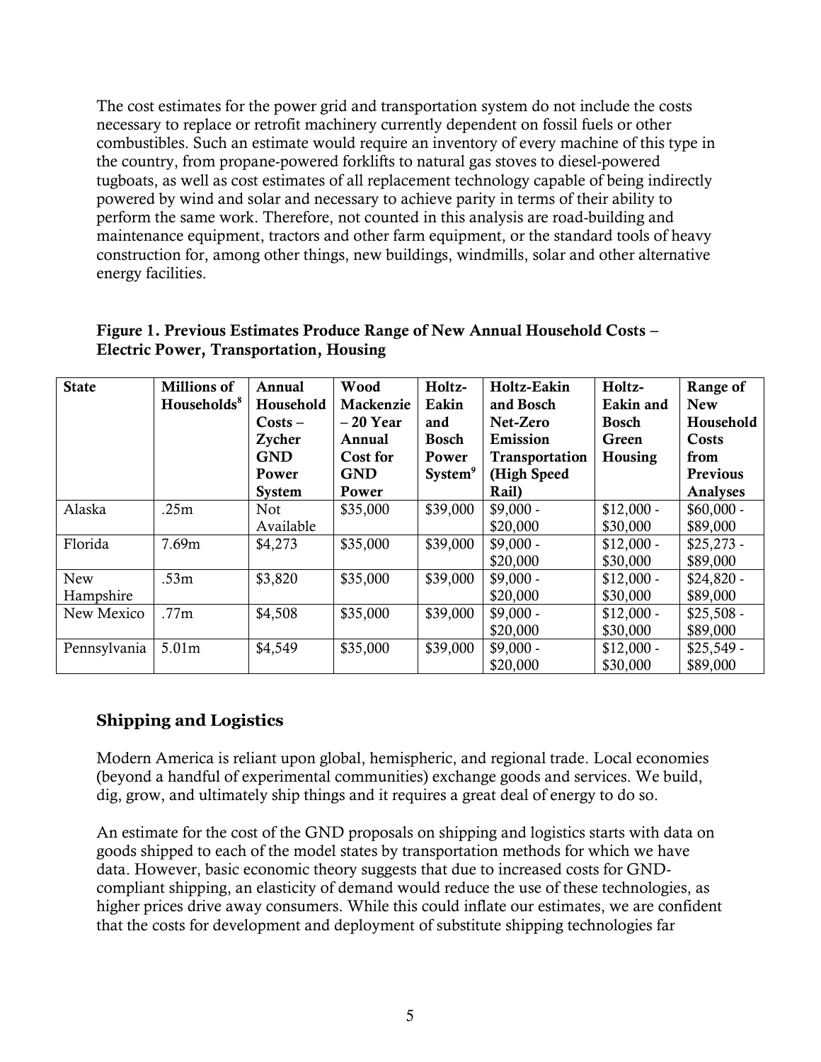The cost estimates for the power grid and transportation system do not include the costs necessary to replace or retrofit machinery currently dependent on fossil fuels or other combustibles. Such an estimate would require an inventory of every machine of this type in the country, from propane-powered forklifts to natural gas stoves to diesel-powered tugboats, as well as cost estimates of all replacement technology capable of being indirectly powered by wind and solar and necessary to achieve parity in terms of their ability to perform the same work. Therefore, not counted in this analysis are road-building and maintenance equipment, tractors and other farm equipment, or the standard tools of heavy construction for, among other things, new buildings, windmills, solar and other alternative energy facilities.

**Figure 1. Previous Estimates Produce Range of New Annual Household Costs – Electric Power, Transportation, Housing**

| State | Millions of Households[8] | Annual Household Costs – Zycher GND Power System | Wood Mackenzie – 20 Year Annual Cost for GND Power | Holtz-Eakin and Bosch Power System[9] | Holtz-Eakin and Bosch Net-Zero Emission Transportation (High Speed Rail) | Holtz-Eakin and Bosch Green Housing | Range of New Household Costs from Previous Analyses |
|---|---|---|---|---|---|---|---|
| Alaska | .25m | Not Available | $35,000 | $39,000 | $9,000 - $20,000 | $12,000 - $30,000 | $60,000 - $89,000 |
| Florida | 7.69m | $4,273 | $35,000 | $39,000 | $9,000 - $20,000 | $12,000 - $30,000 | $25,273 - $89,000 |
| New Hampshire | .53m | $3,820 | $35,000 | $39,000 | $9,000 - $20,000 | $12,000 - $30,000 | $24,820 - $89,000 |
| New Mexico | .77m | $4,508 | $35,000 | $39,000 | $9,000 - $20,000 | $12,000 - $30,000 | $25,508 - $89,000 |
| Pennsylvania | 5.01m | $4,549 | $35,000 | $39,000 | $9,000 - $20,000 | $12,000 - $30,000 | $25,549 - $89,000 |

## Shipping and Logistics

Modern America is reliant upon global, hemispheric, and regional trade. Local economies (beyond a handful of experimental communities) exchange goods and services. We build, dig, grow, and ultimately ship things and it requires a great deal of energy to do so.

An estimate for the cost of the GND proposals on shipping and logistics starts with data on goods shipped to each of the model states by transportation methods for which we have data. However, basic economic theory suggests that due to increased costs for GND-compliant shipping, an elasticity of demand would reduce the use of these technologies, as higher prices drive away consumers. While this could inflate our estimates, we are confident that the costs for development and deployment of substitute shipping technologies far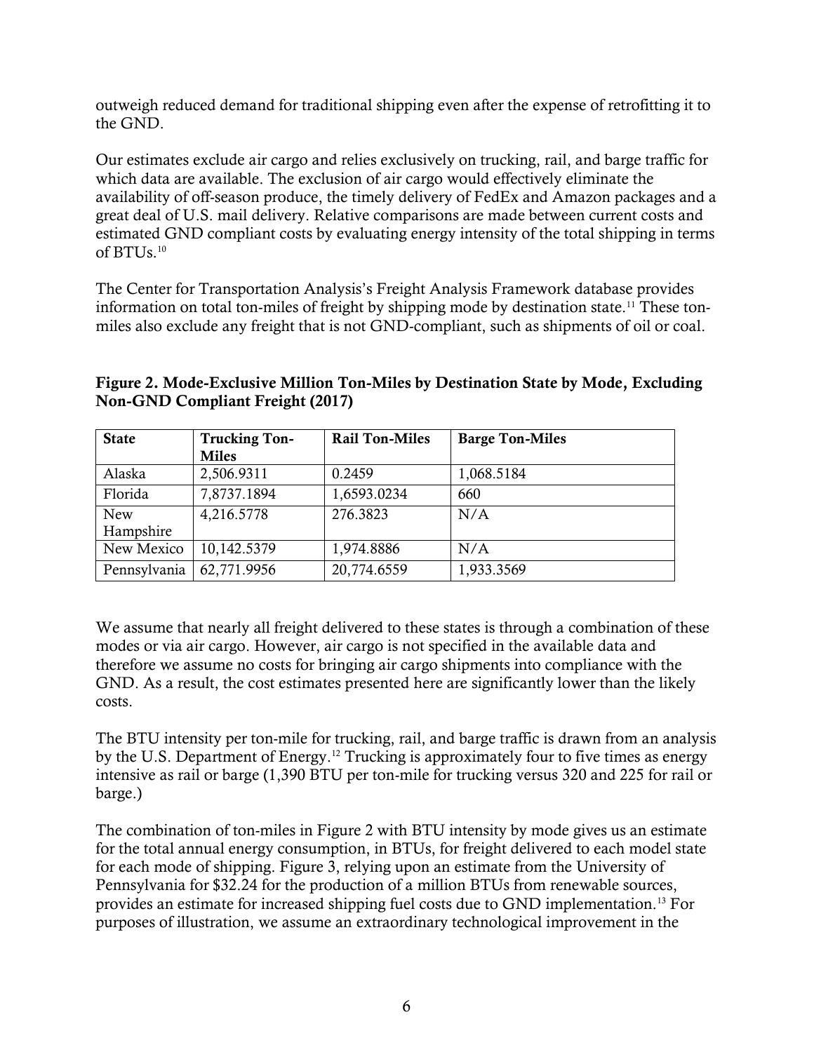outweigh reduced demand for traditional shipping even after the expense of retrofitting it to the GND.

Our estimates exclude air cargo and relies exclusively on trucking, rail, and barge traffic for which data are available. The exclusion of air cargo would effectively eliminate the availability of off-season produce, the timely delivery of FedEx and Amazon packages and a great deal of U.S. mail delivery. Relative comparisons are made between current costs and estimated GND compliant costs by evaluating energy intensity of the total shipping in terms of BTUs.[10]

The Center for Transportation Analysis's Freight Analysis Framework database provides information on total ton-miles of freight by shipping mode by destination state.[11] These ton-miles also exclude any freight that is not GND-compliant, such as shipments of oil or coal.

**Figure 2. Mode-Exclusive Million Ton-Miles by Destination State by Mode, Excluding Non-GND Compliant Freight (2017)**

| State | Trucking Ton-Miles | Rail Ton-Miles | Barge Ton-Miles |
|---|---|---|---|
| Alaska | 2,506.9311 | 0.2459 | 1,068.5184 |
| Florida | 7,8737.1894 | 1,6593.0234 | 660 |
| New Hampshire | 4,216.5778 | 276.3823 | N/A |
| New Mexico | 10,142.5379 | 1,974.8886 | N/A |
| Pennsylvania | 62,771.9956 | 20,774.6559 | 1,933.3569 |

We assume that nearly all freight delivered to these states is through a combination of these modes or via air cargo. However, air cargo is not specified in the available data and therefore we assume no costs for bringing air cargo shipments into compliance with the GND. As a result, the cost estimates presented here are significantly lower than the likely costs.

The BTU intensity per ton-mile for trucking, rail, and barge traffic is drawn from an analysis by the U.S. Department of Energy.[12] Trucking is approximately four to five times as energy intensive as rail or barge (1,390 BTU per ton-mile for trucking versus 320 and 225 for rail or barge.)

The combination of ton-miles in Figure 2 with BTU intensity by mode gives us an estimate for the total annual energy consumption, in BTUs, for freight delivered to each model state for each mode of shipping. Figure 3, relying upon an estimate from the University of Pennsylvania for $32.24 for the production of a million BTUs from renewable sources, provides an estimate for increased shipping fuel costs due to GND implementation.[13] For purposes of illustration, we assume an extraordinary technological improvement in the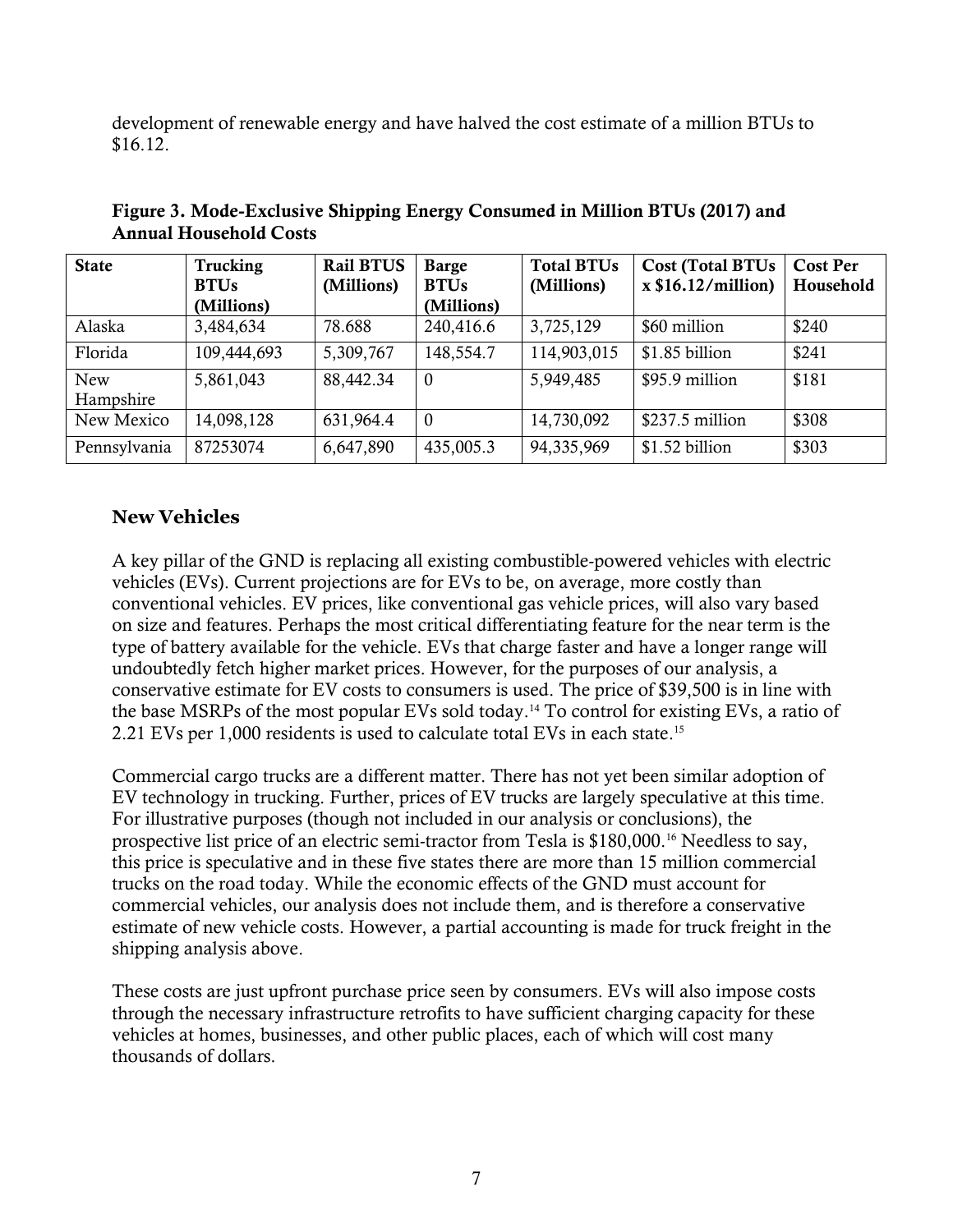development of renewable energy and have halved the cost estimate of a million BTUs to $16.12.

**Figure 3. Mode-Exclusive Shipping Energy Consumed in Million BTUs (2017) and Annual Household Costs**

| State | Trucking BTUs (Millions) | Rail BTUS (Millions) | Barge BTUs (Millions) | Total BTUs (Millions) | Cost (Total BTUs x $16.12/million) | Cost Per Household |
|---|---|---|---|---|---|---|
| Alaska | 3,484,634 | 78.688 | 240,416.6 | 3,725,129 | $60 million | $240 |
| Florida | 109,444,693 | 5,309,767 | 148,554.7 | 114,903,015 | $1.85 billion | $241 |
| New Hampshire | 5,861,043 | 88,442.34 | 0 | 5,949,485 | $95.9 million | $181 |
| New Mexico | 14,098,128 | 631,964.4 | 0 | 14,730,092 | $237.5 million | $308 |
| Pennsylvania | 87253074 | 6,647,890 | 435,005.3 | 94,335,969 | $1.52 billion | $303 |

## New Vehicles

A key pillar of the GND is replacing all existing combustible-powered vehicles with electric vehicles (EVs). Current projections are for EVs to be, on average, more costly than conventional vehicles. EV prices, like conventional gas vehicle prices, will also vary based on size and features. Perhaps the most critical differentiating feature for the near term is the type of battery available for the vehicle. EVs that charge faster and have a longer range will undoubtedly fetch higher market prices. However, for the purposes of our analysis, a conservative estimate for EV costs to consumers is used. The price of $39,500 is in line with the base MSRPs of the most popular EVs sold today.[14] To control for existing EVs, a ratio of 2.21 EVs per 1,000 residents is used to calculate total EVs in each state.[15]

Commercial cargo trucks are a different matter. There has not yet been similar adoption of EV technology in trucking. Further, prices of EV trucks are largely speculative at this time. For illustrative purposes (though not included in our analysis or conclusions), the prospective list price of an electric semi-tractor from Tesla is $180,000.[16] Needless to say, this price is speculative and in these five states there are more than 15 million commercial trucks on the road today. While the economic effects of the GND must account for commercial vehicles, our analysis does not include them, and is therefore a conservative estimate of new vehicle costs. However, a partial accounting is made for truck freight in the shipping analysis above.

These costs are just upfront purchase price seen by consumers. EVs will also impose costs through the necessary infrastructure retrofits to have sufficient charging capacity for these vehicles at homes, businesses, and other public places, each of which will cost many thousands of dollars.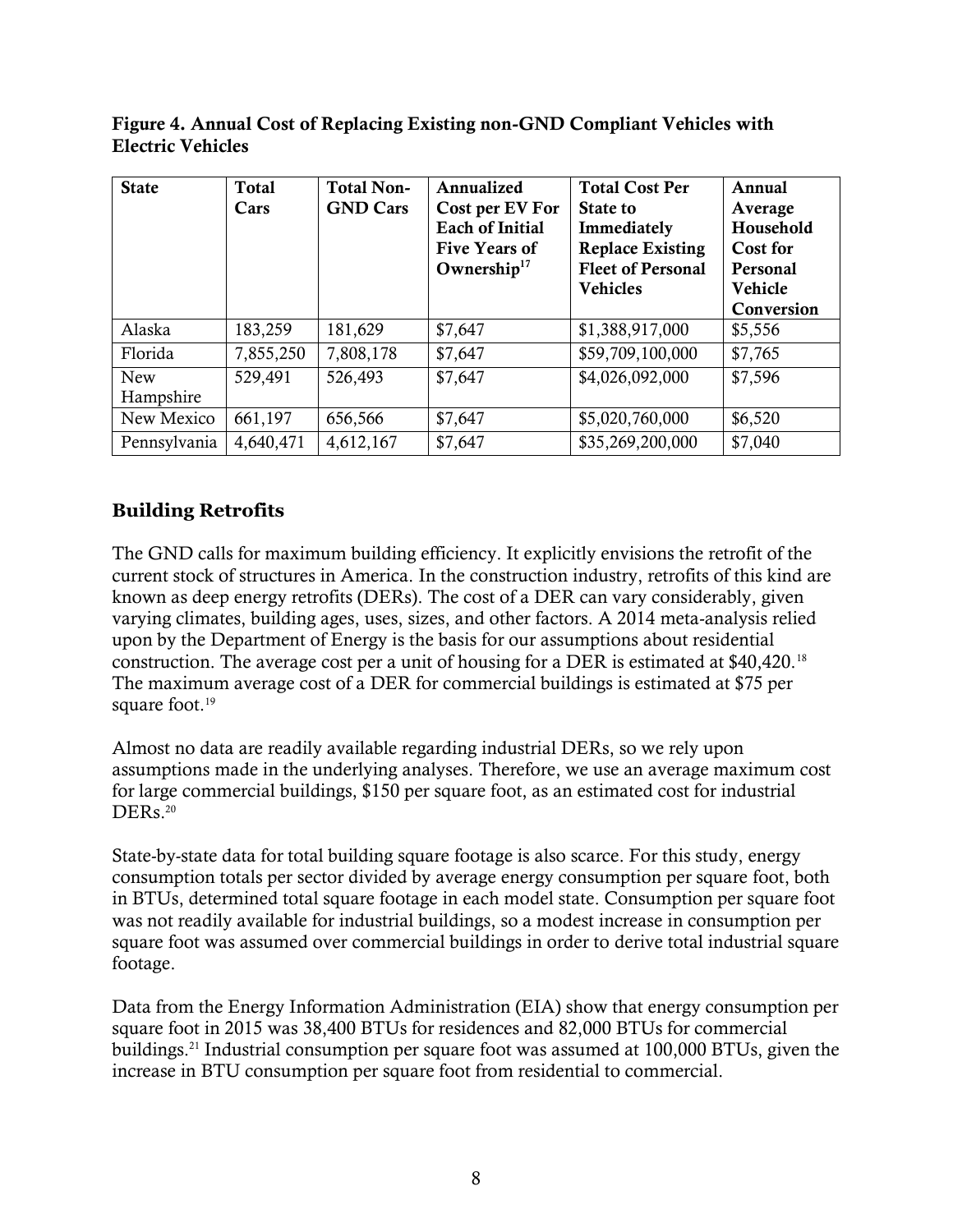**Figure 4. Annual Cost of Replacing Existing non-GND Compliant Vehicles with Electric Vehicles**

| State | Total Cars | Total Non-GND Cars | Annualized Cost per EV For Each of Initial Five Years of Ownership[17] | Total Cost Per State to Immediately Replace Existing Fleet of Personal Vehicles | Annual Average Household Cost for Personal Vehicle Conversion |
|---|---|---|---|---|---|
| Alaska | 183,259 | 181,629 | $7,647 | $1,388,917,000 | $5,556 |
| Florida | 7,855,250 | 7,808,178 | $7,647 | $59,709,100,000 | $7,765 |
| New Hampshire | 529,491 | 526,493 | $7,647 | $4,026,092,000 | $7,596 |
| New Mexico | 661,197 | 656,566 | $7,647 | $5,020,760,000 | $6,520 |
| Pennsylvania | 4,640,471 | 4,612,167 | $7,647 | $35,269,200,000 | $7,040 |

## Building Retrofits

The GND calls for maximum building efficiency. It explicitly envisions the retrofit of the current stock of structures in America. In the construction industry, retrofits of this kind are known as deep energy retrofits (DERs). The cost of a DER can vary considerably, given varying climates, building ages, uses, sizes, and other factors. A 2014 meta-analysis relied upon by the Department of Energy is the basis for our assumptions about residential construction. The average cost per a unit of housing for a DER is estimated at $40,420.[18] The maximum average cost of a DER for commercial buildings is estimated at $75 per square foot.[19]

Almost no data are readily available regarding industrial DERs, so we rely upon assumptions made in the underlying analyses. Therefore, we use an average maximum cost for large commercial buildings, $150 per square foot, as an estimated cost for industrial DERs.[20]

State-by-state data for total building square footage is also scarce. For this study, energy consumption totals per sector divided by average energy consumption per square foot, both in BTUs, determined total square footage in each model state. Consumption per square foot was not readily available for industrial buildings, so a modest increase in consumption per square foot was assumed over commercial buildings in order to derive total industrial square footage.

Data from the Energy Information Administration (EIA) show that energy consumption per square foot in 2015 was 38,400 BTUs for residences and 82,000 BTUs for commercial buildings.[21] Industrial consumption per square foot was assumed at 100,000 BTUs, given the increase in BTU consumption per square foot from residential to commercial.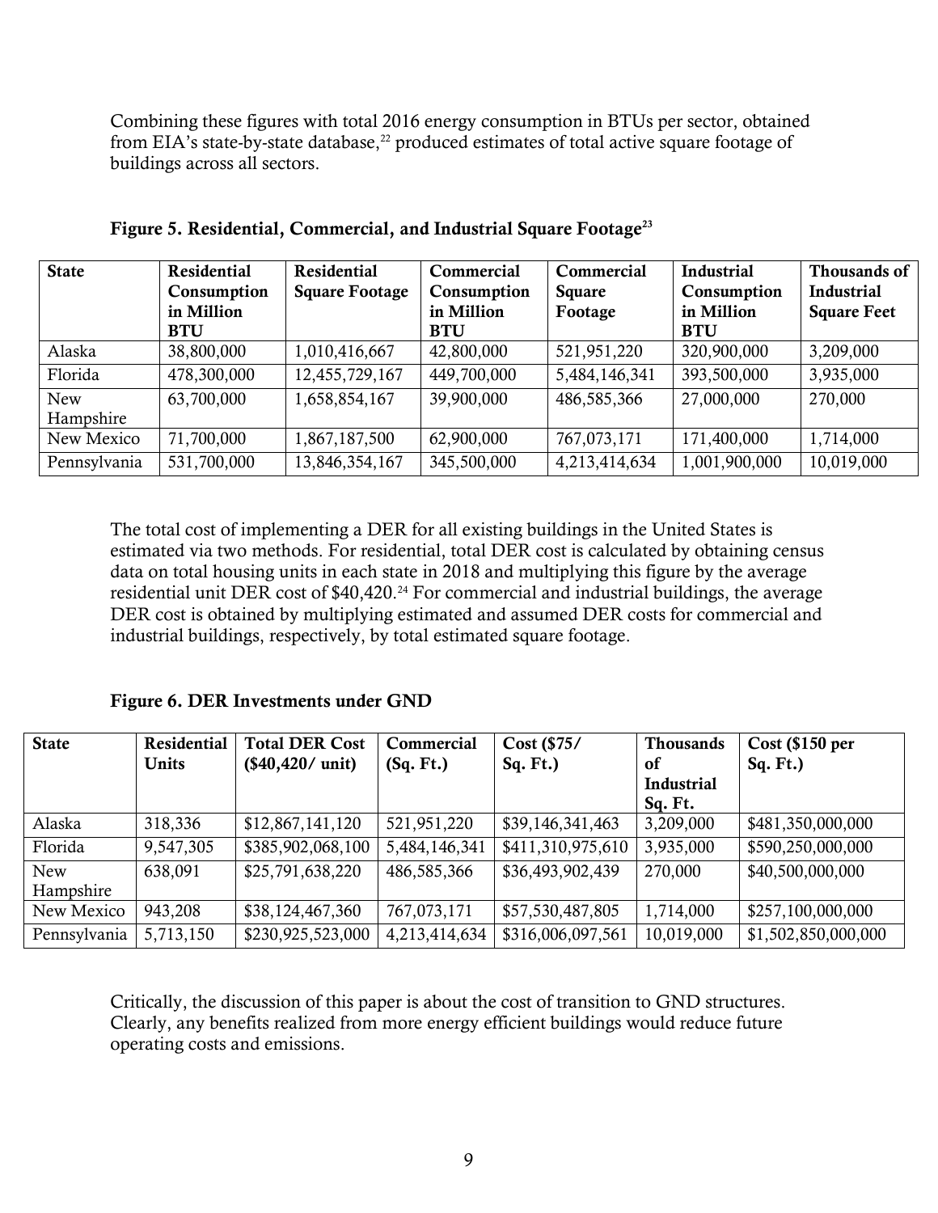Combining these figures with total 2016 energy consumption in BTUs per sector, obtained from EIA's state-by-state database,[22] produced estimates of total active square footage of buildings across all sectors.

**Figure 5. Residential, Commercial, and Industrial Square Footage[23]**

| State | Residential Consumption in Million BTU | Residential Square Footage | Commercial Consumption in Million BTU | Commercial Square Footage | Industrial Consumption in Million BTU | Thousands of Industrial Square Feet |
|---|---|---|---|---|---|---|
| Alaska | 38,800,000 | 1,010,416,667 | 42,800,000 | 521,951,220 | 320,900,000 | 3,209,000 |
| Florida | 478,300,000 | 12,455,729,167 | 449,700,000 | 5,484,146,341 | 393,500,000 | 3,935,000 |
| New Hampshire | 63,700,000 | 1,658,854,167 | 39,900,000 | 486,585,366 | 27,000,000 | 270,000 |
| New Mexico | 71,700,000 | 1,867,187,500 | 62,900,000 | 767,073,171 | 171,400,000 | 1,714,000 |
| Pennsylvania | 531,700,000 | 13,846,354,167 | 345,500,000 | 4,213,414,634 | 1,001,900,000 | 10,019,000 |

The total cost of implementing a DER for all existing buildings in the United States is estimated via two methods. For residential, total DER cost is calculated by obtaining census data on total housing units in each state in 2018 and multiplying this figure by the average residential unit DER cost of $40,420.[24] For commercial and industrial buildings, the average DER cost is obtained by multiplying estimated and assumed DER costs for commercial and industrial buildings, respectively, by total estimated square footage.

**Figure 6. DER Investments under GND**

| State | Residential Units | Total DER Cost ($40,420/ unit) | Commercial (Sq. Ft.) | Cost ($75/ Sq. Ft.) | Thousands of Industrial Sq. Ft. | Cost ($150 per Sq. Ft.) |
|---|---|---|---|---|---|---|
| Alaska | 318,336 | $12,867,141,120 | 521,951,220 | $39,146,341,463 | 3,209,000 | $481,350,000,000 |
| Florida | 9,547,305 | $385,902,068,100 | 5,484,146,341 | $411,310,975,610 | 3,935,000 | $590,250,000,000 |
| New Hampshire | 638,091 | $25,791,638,220 | 486,585,366 | $36,493,902,439 | 270,000 | $40,500,000,000 |
| New Mexico | 943,208 | $38,124,467,360 | 767,073,171 | $57,530,487,805 | 1,714,000 | $257,100,000,000 |
| Pennsylvania | 5,713,150 | $230,925,523,000 | 4,213,414,634 | $316,006,097,561 | 10,019,000 | $1,502,850,000,000 |

Critically, the discussion of this paper is about the cost of transition to GND structures. Clearly, any benefits realized from more energy efficient buildings would reduce future operating costs and emissions.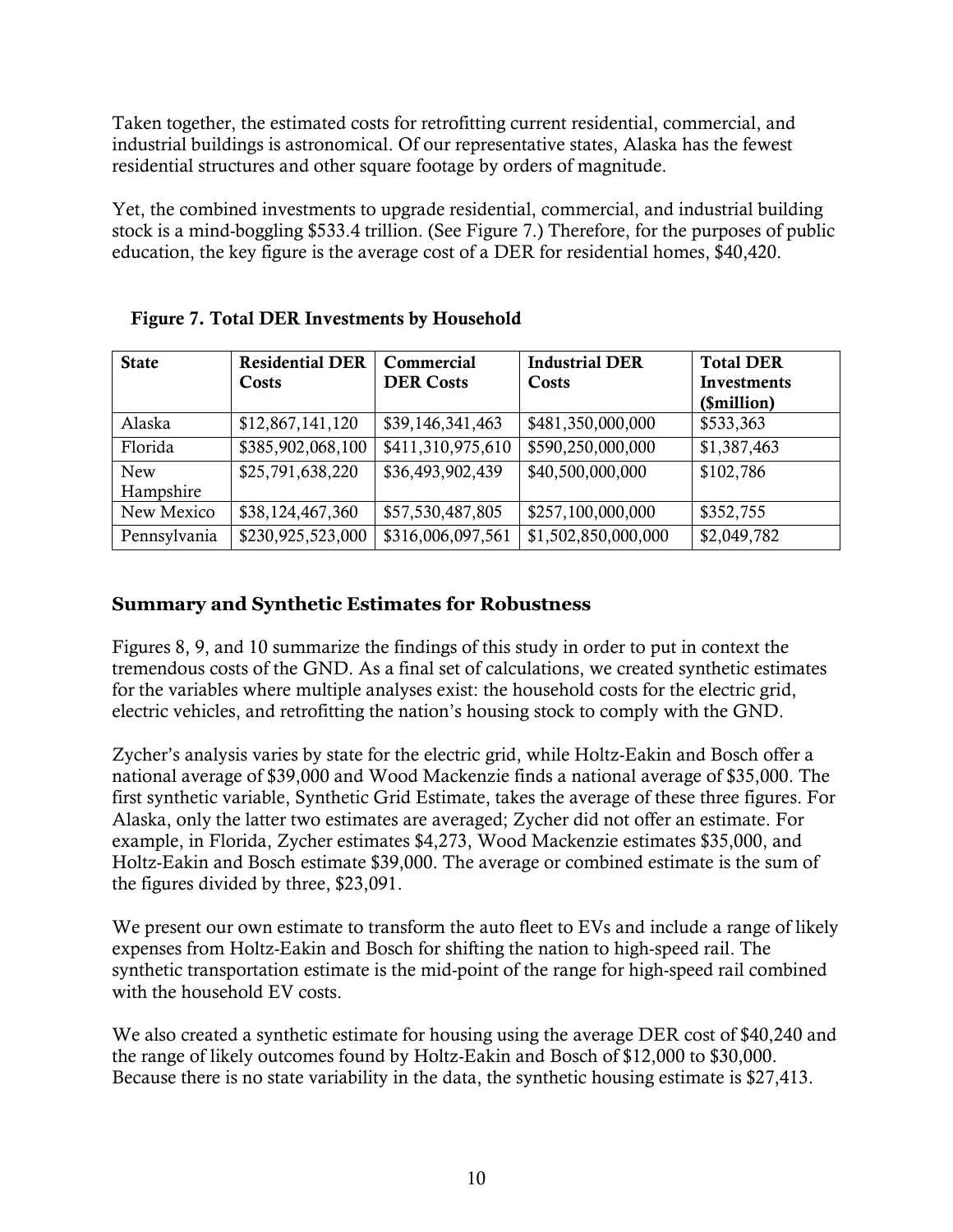Taken together, the estimated costs for retrofitting current residential, commercial, and industrial buildings is astronomical. Of our representative states, Alaska has the fewest residential structures and other square footage by orders of magnitude.

Yet, the combined investments to upgrade residential, commercial, and industrial building stock is a mind-boggling $533.4 trillion. (See Figure 7.) Therefore, for the purposes of public education, the key figure is the average cost of a DER for residential homes, $40,420.

**Figure 7. Total DER Investments by Household**

| State | Residential DER Costs | Commercial DER Costs | Industrial DER Costs | Total DER Investments ($million) |
|---|---|---|---|---|
| Alaska | $12,867,141,120 | $39,146,341,463 | $481,350,000,000 | $533,363 |
| Florida | $385,902,068,100 | $411,310,975,610 | $590,250,000,000 | $1,387,463 |
| New Hampshire | $25,791,638,220 | $36,493,902,439 | $40,500,000,000 | $102,786 |
| New Mexico | $38,124,467,360 | $57,530,487,805 | $257,100,000,000 | $352,755 |
| Pennsylvania | $230,925,523,000 | $316,006,097,561 | $1,502,850,000,000 | $2,049,782 |

## Summary and Synthetic Estimates for Robustness

Figures 8, 9, and 10 summarize the findings of this study in order to put in context the tremendous costs of the GND. As a final set of calculations, we created synthetic estimates for the variables where multiple analyses exist: the household costs for the electric grid, electric vehicles, and retrofitting the nation's housing stock to comply with the GND.

Zycher's analysis varies by state for the electric grid, while Holtz-Eakin and Bosch offer a national average of $39,000 and Wood Mackenzie finds a national average of $35,000. The first synthetic variable, Synthetic Grid Estimate, takes the average of these three figures. For Alaska, only the latter two estimates are averaged; Zycher did not offer an estimate. For example, in Florida, Zycher estimates $4,273, Wood Mackenzie estimates $35,000, and Holtz-Eakin and Bosch estimate $39,000. The average or combined estimate is the sum of the figures divided by three, $23,091.

We present our own estimate to transform the auto fleet to EVs and include a range of likely expenses from Holtz-Eakin and Bosch for shifting the nation to high-speed rail. The synthetic transportation estimate is the mid-point of the range for high-speed rail combined with the household EV costs.

We also created a synthetic estimate for housing using the average DER cost of $40,240 and the range of likely outcomes found by Holtz-Eakin and Bosch of $12,000 to $30,000. Because there is no state variability in the data, the synthetic housing estimate is $27,413.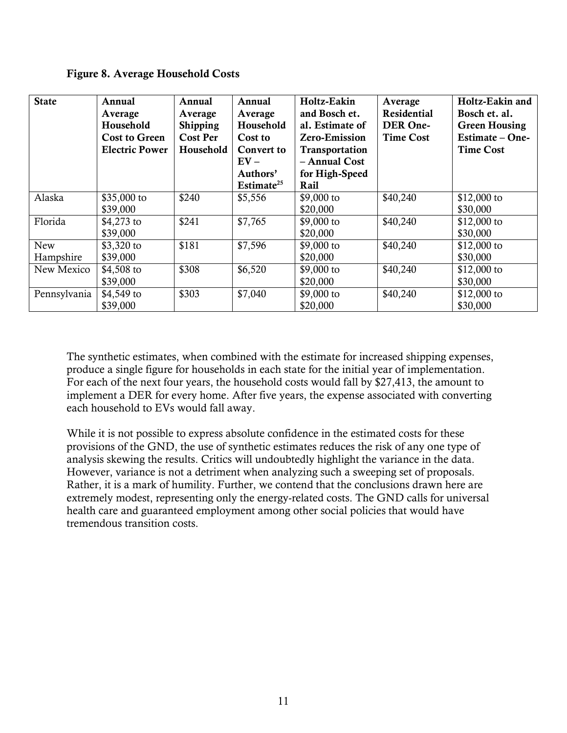**Figure 8. Average Household Costs**

| State | Annual Average Household Cost to Green Electric Power | Annual Average Shipping Cost Per Household | Annual Average Household Cost to Convert to EV – Authors' Estimate[25] | Holtz-Eakin and Bosch et. al. Estimate of Zero-Emission Transportation – Annual Cost for High-Speed Rail | Average Residential DER One-Time Cost | Holtz-Eakin and Bosch et. al. Green Housing Estimate – One-Time Cost |
|---|---|---|---|---|---|---|
| Alaska | $35,000 to $39,000 | $240 | $5,556 | $9,000 to $20,000 | $40,240 | $12,000 to $30,000 |
| Florida | $4,273 to $39,000 | $241 | $7,765 | $9,000 to $20,000 | $40,240 | $12,000 to $30,000 |
| New Hampshire | $3,320 to $39,000 | $181 | $7,596 | $9,000 to $20,000 | $40,240 | $12,000 to $30,000 |
| New Mexico | $4,508 to $39,000 | $308 | $6,520 | $9,000 to $20,000 | $40,240 | $12,000 to $30,000 |
| Pennsylvania | $4,549 to $39,000 | $303 | $7,040 | $9,000 to $20,000 | $40,240 | $12,000 to $30,000 |

The synthetic estimates, when combined with the estimate for increased shipping expenses, produce a single figure for households in each state for the initial year of implementation. For each of the next four years, the household costs would fall by $27,413, the amount to implement a DER for every home. After five years, the expense associated with converting each household to EVs would fall away.

While it is not possible to express absolute confidence in the estimated costs for these provisions of the GND, the use of synthetic estimates reduces the risk of any one type of analysis skewing the results. Critics will undoubtedly highlight the variance in the data. However, variance is not a detriment when analyzing such a sweeping set of proposals. Rather, it is a mark of humility. Further, we contend that the conclusions drawn here are extremely modest, representing only the energy-related costs. The GND calls for universal health care and guaranteed employment among other social policies that would have tremendous transition costs.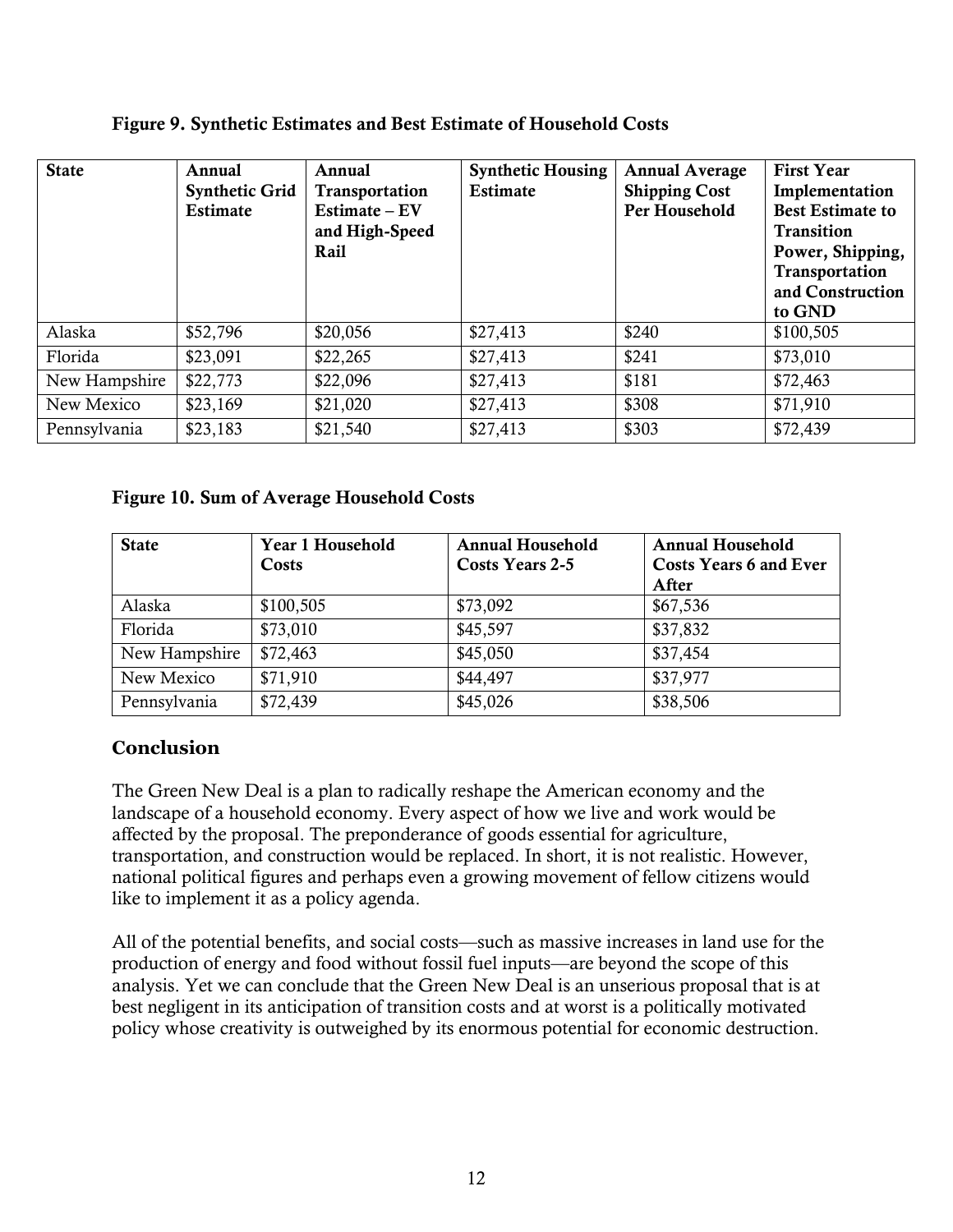**Figure 9. Synthetic Estimates and Best Estimate of Household Costs**

| State | Annual Synthetic Grid Estimate | Annual Transportation Estimate – EV and High-Speed Rail | Synthetic Housing Estimate | Annual Average Shipping Cost Per Household | First Year Implementation Best Estimate to Transition Power, Shipping, Transportation and Construction to GND |
|---|---|---|---|---|---|
| Alaska | $52,796 | $20,056 | $27,413 | $240 | $100,505 |
| Florida | $23,091 | $22,265 | $27,413 | $241 | $73,010 |
| New Hampshire | $22,773 | $22,096 | $27,413 | $181 | $72,463 |
| New Mexico | $23,169 | $21,020 | $27,413 | $308 | $71,910 |
| Pennsylvania | $23,183 | $21,540 | $27,413 | $303 | $72,439 |

**Figure 10. Sum of Average Household Costs**

| State | Year 1 Household Costs | Annual Household Costs Years 2-5 | Annual Household Costs Years 6 and Ever After |
|---|---|---|---|
| Alaska | $100,505 | $73,092 | $67,536 |
| Florida | $73,010 | $45,597 | $37,832 |
| New Hampshire | $72,463 | $45,050 | $37,454 |
| New Mexico | $71,910 | $44,497 | $37,977 |
| Pennsylvania | $72,439 | $45,026 | $38,506 |

## Conclusion

The Green New Deal is a plan to radically reshape the American economy and the landscape of a household economy. Every aspect of how we live and work would be affected by the proposal. The preponderance of goods essential for agriculture, transportation, and construction would be replaced. In short, it is not realistic. However, national political figures and perhaps even a growing movement of fellow citizens would like to implement it as a policy agenda.

All of the potential benefits, and social costs—such as massive increases in land use for the production of energy and food without fossil fuel inputs—are beyond the scope of this analysis. Yet we can conclude that the Green New Deal is an unserious proposal that is at best negligent in its anticipation of transition costs and at worst is a politically motivated policy whose creativity is outweighed by its enormous potential for economic destruction.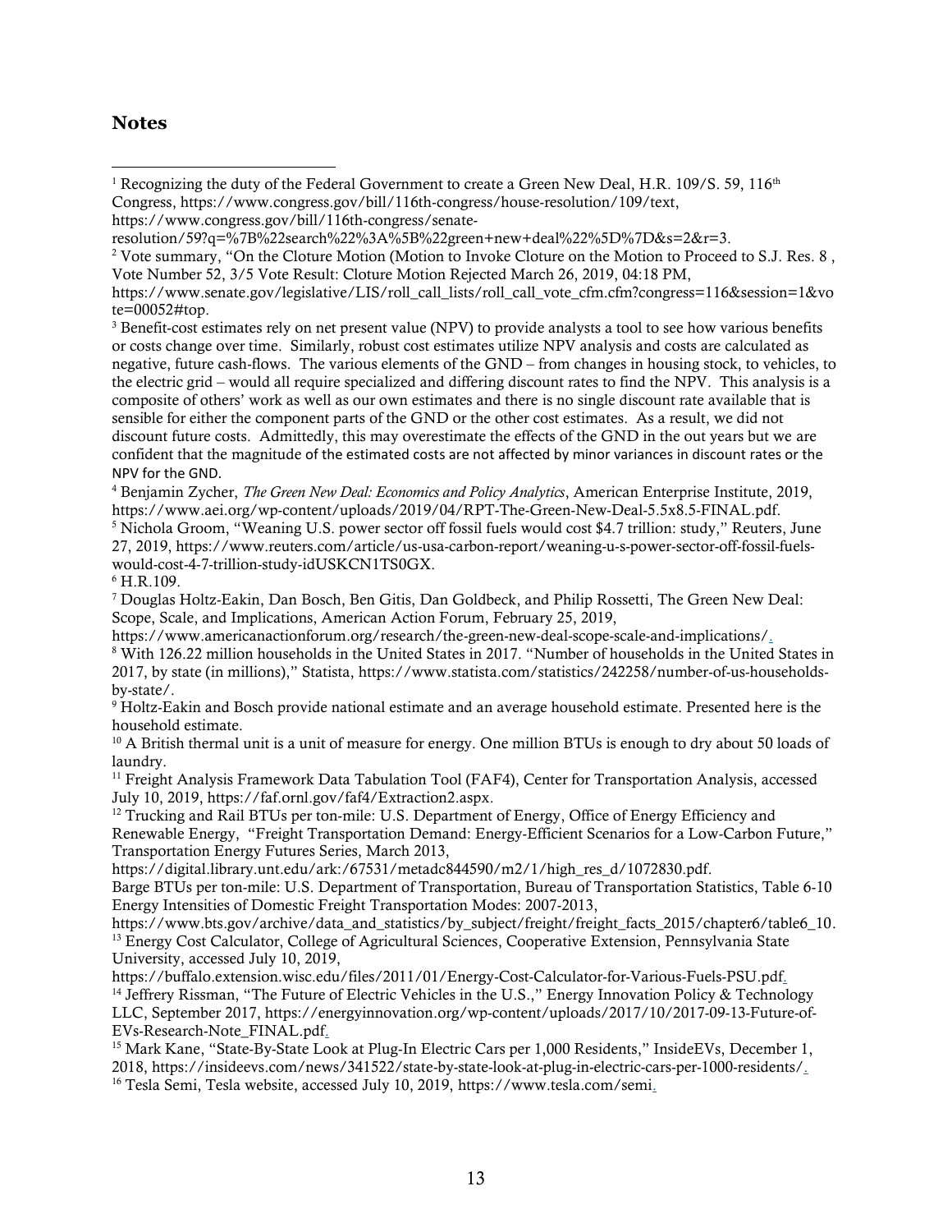## Notes

[1] Recognizing the duty of the Federal Government to create a Green New Deal, H.R. 109/S. 59, 116th Congress, https://www.congress.gov/bill/116th-congress/house-resolution/109/text, https://www.congress.gov/bill/116th-congress/senate-resolution/59?q=%7B%22search%22%3A%5B%22green+new+deal%22%5D%7D&s=2&r=3.

[2] Vote summary, "On the Cloture Motion (Motion to Invoke Cloture on the Motion to Proceed to S.J. Res. 8 , Vote Number 52, 3/5 Vote Result: Cloture Motion Rejected March 26, 2019, 04:18 PM, https://www.senate.gov/legislative/LIS/roll_call_lists/roll_call_vote_cfm.cfm?congress=116&session=1&vote=00052#top.

[3] Benefit-cost estimates rely on net present value (NPV) to provide analysts a tool to see how various benefits or costs change over time. Similarly, robust cost estimates utilize NPV analysis and costs are calculated as negative, future cash-flows. The various elements of the GND – from changes in housing stock, to vehicles, to the electric grid – would all require specialized and differing discount rates to find the NPV. This analysis is a composite of others' work as well as our own estimates and there is no single discount rate available that is sensible for either the component parts of the GND or the other cost estimates. As a result, we did not discount future costs. Admittedly, this may overestimate the effects of the GND in the out years but we are confident that the magnitude of the estimated costs are not affected by minor variances in discount rates or the NPV for the GND.

[4] Benjamin Zycher, *The Green New Deal: Economics and Policy Analytics*, American Enterprise Institute, 2019, https://www.aei.org/wp-content/uploads/2019/04/RPT-The-Green-New-Deal-5.5x8.5-FINAL.pdf.

[5] Nichola Groom, "Weaning U.S. power sector off fossil fuels would cost $4.7 trillion: study," Reuters, June 27, 2019, https://www.reuters.com/article/us-usa-carbon-report/weaning-u-s-power-sector-off-fossil-fuels-would-cost-4-7-trillion-study-idUSKCN1TS0GX.

[6] H.R.109.

[7] Douglas Holtz-Eakin, Dan Bosch, Ben Gitis, Dan Goldbeck, and Philip Rossetti, The Green New Deal: Scope, Scale, and Implications, American Action Forum, February 25, 2019, https://www.americanactionforum.org/research/the-green-new-deal-scope-scale-and-implications/.

[8] With 126.22 million households in the United States in 2017. "Number of households in the United States in 2017, by state (in millions)," Statista, https://www.statista.com/statistics/242258/number-of-us-households-by-state/.

[9] Holtz-Eakin and Bosch provide national estimate and an average household estimate. Presented here is the household estimate.

[10] A British thermal unit is a unit of measure for energy. One million BTUs is enough to dry about 50 loads of laundry.

[11] Freight Analysis Framework Data Tabulation Tool (FAF4), Center for Transportation Analysis, accessed July 10, 2019, https://faf.ornl.gov/faf4/Extraction2.aspx.

[12] Trucking and Rail BTUs per ton-mile: U.S. Department of Energy, Office of Energy Efficiency and Renewable Energy, "Freight Transportation Demand: Energy-Efficient Scenarios for a Low-Carbon Future," Transportation Energy Futures Series, March 2013, https://digital.library.unt.edu/ark:/67531/metadc844590/m2/1/high_res_d/1072830.pdf.
Barge BTUs per ton-mile: U.S. Department of Transportation, Bureau of Transportation Statistics, Table 6-10 Energy Intensities of Domestic Freight Transportation Modes: 2007-2013, https://www.bts.gov/archive/data_and_statistics/by_subject/freight/freight_facts_2015/chapter6/table6_10.

[13] Energy Cost Calculator, College of Agricultural Sciences, Cooperative Extension, Pennsylvania State University, accessed July 10, 2019, https://buffalo.extension.wisc.edu/files/2011/01/Energy-Cost-Calculator-for-Various-Fuels-PSU.pdf.

[14] Jeffrery Rissman, "The Future of Electric Vehicles in the U.S.," Energy Innovation Policy & Technology LLC, September 2017, https://energyinnovation.org/wp-content/uploads/2017/10/2017-09-13-Future-of-EVs-Research-Note_FINAL.pdf.

[15] Mark Kane, "State-By-State Look at Plug-In Electric Cars per 1,000 Residents," InsideEVs, December 1, 2018, https://insideevs.com/news/341522/state-by-state-look-at-plug-in-electric-cars-per-1000-residents/.

[16] Tesla Semi, Tesla website, accessed July 10, 2019, https://www.tesla.com/semi.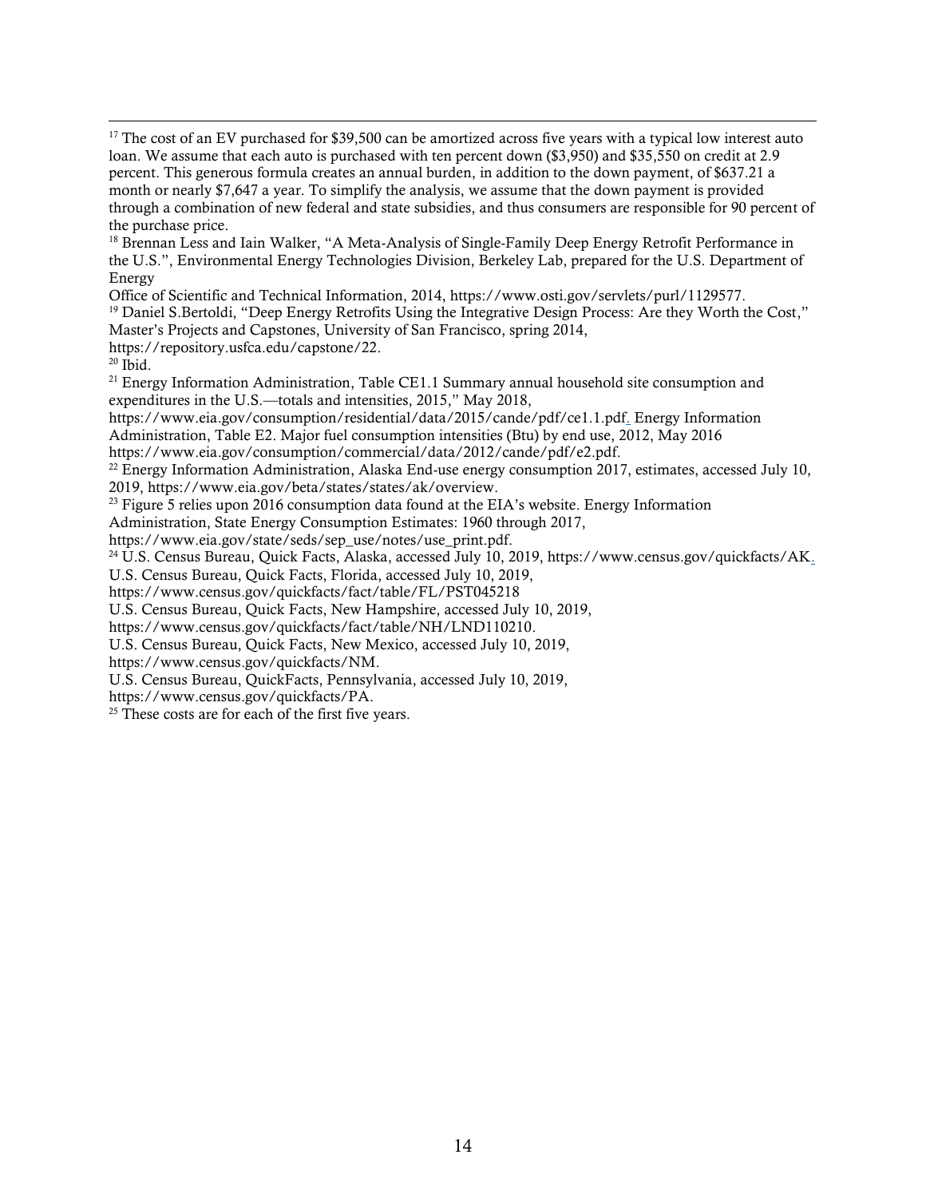[17] The cost of an EV purchased for $39,500 can be amortized across five years with a typical low interest auto loan. We assume that each auto is purchased with ten percent down ($3,950) and $35,550 on credit at 2.9 percent. This generous formula creates an annual burden, in addition to the down payment, of $637.21 a month or nearly $7,647 a year. To simplify the analysis, we assume that the down payment is provided through a combination of new federal and state subsidies, and thus consumers are responsible for 90 percent of the purchase price.

[18] Brennan Less and Iain Walker, "A Meta-Analysis of Single-Family Deep Energy Retrofit Performance in the U.S.", Environmental Energy Technologies Division, Berkeley Lab, prepared for the U.S. Department of Energy
Office of Scientific and Technical Information, 2014, https://www.osti.gov/servlets/purl/1129577.

[19] Daniel S.Bertoldi, "Deep Energy Retrofits Using the Integrative Design Process: Are they Worth the Cost," Master's Projects and Capstones, University of San Francisco, spring 2014, https://repository.usfca.edu/capstone/22.

[20] Ibid.

[21] Energy Information Administration, Table CE1.1 Summary annual household site consumption and expenditures in the U.S.—totals and intensities, 2015," May 2018, https://www.eia.gov/consumption/residential/data/2015/cande/pdf/ce1.1.pdf. Energy Information Administration, Table E2. Major fuel consumption intensities (Btu) by end use, 2012, May 2016 https://www.eia.gov/consumption/commercial/data/2012/cande/pdf/e2.pdf.

[22] Energy Information Administration, Alaska End-use energy consumption 2017, estimates, accessed July 10, 2019, https://www.eia.gov/beta/states/states/ak/overview.

[23] Figure 5 relies upon 2016 consumption data found at the EIA's website. Energy Information Administration, State Energy Consumption Estimates: 1960 through 2017, https://www.eia.gov/state/seds/sep_use/notes/use_print.pdf.

[24] U.S. Census Bureau, Quick Facts, Alaska, accessed July 10, 2019, https://www.census.gov/quickfacts/AK.
U.S. Census Bureau, Quick Facts, Florida, accessed July 10, 2019, https://www.census.gov/quickfacts/fact/table/FL/PST045218
U.S. Census Bureau, Quick Facts, New Hampshire, accessed July 10, 2019, https://www.census.gov/quickfacts/fact/table/NH/LND110210.
U.S. Census Bureau, Quick Facts, New Mexico, accessed July 10, 2019, https://www.census.gov/quickfacts/NM.
U.S. Census Bureau, QuickFacts, Pennsylvania, accessed July 10, 2019, https://www.census.gov/quickfacts/PA.

[25] These costs are for each of the first five years.